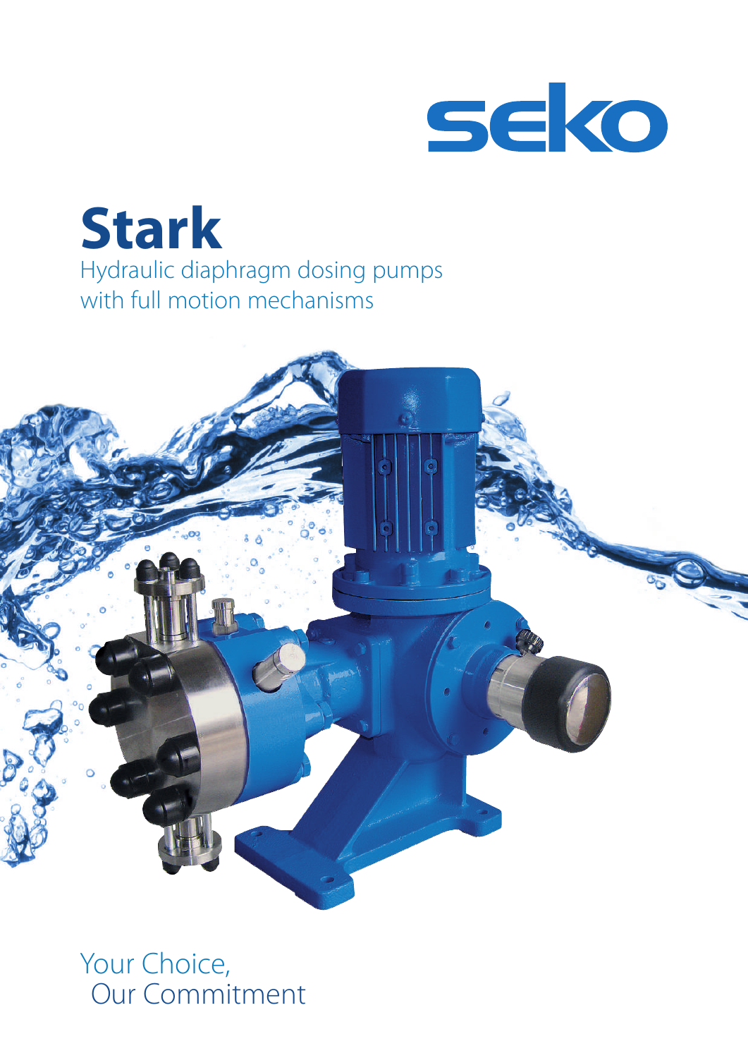seko

# Stark

Hydraulic diaphragm dosing pumps
with full motion mechanisms

Your Choice,
Our Commitment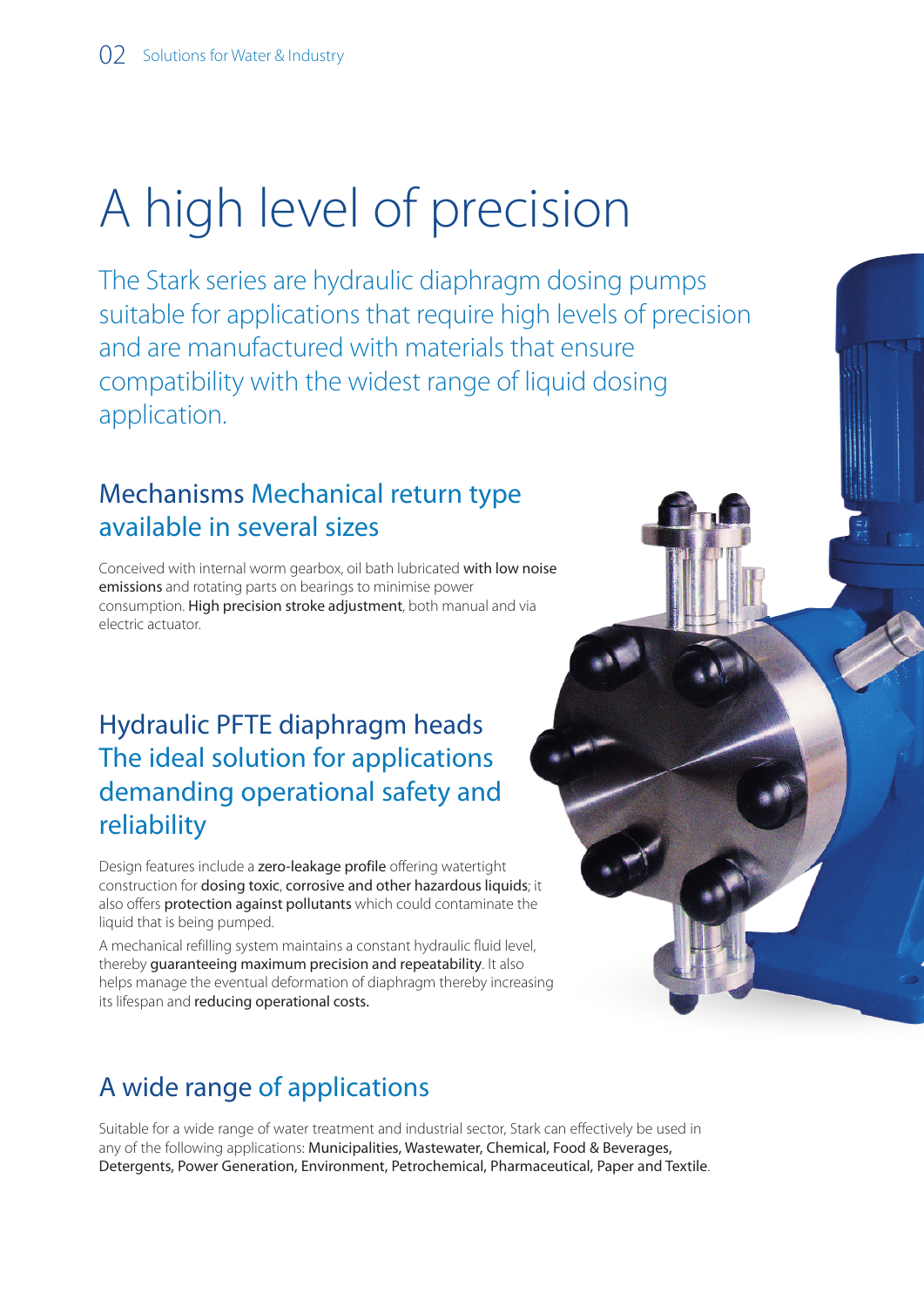# A high level of precision

The Stark series are hydraulic diaphragm dosing pumps suitable for applications that require high levels of precision and are manufactured with materials that ensure compatibility with the widest range of liquid dosing application.

## Mechanisms Mechanical return type available in several sizes

Conceived with internal worm gearbox, oil bath lubricated **with low noise emissions** and rotating parts on bearings to minimise power consumption. **High precision stroke adjustment**, both manual and via electric actuator.

## Hydraulic PFTE diaphragm heads The ideal solution for applications demanding operational safety and reliability

Design features include a **zero-leakage profile** offering watertight construction for **dosing toxic**, **corrosive and other hazardous liquids**; it also offers **protection against pollutants** which could contaminate the liquid that is being pumped.

A mechanical refilling system maintains a constant hydraulic fluid level, thereby **guaranteeing maximum precision and repeatability**. It also helps manage the eventual deformation of diaphragm thereby increasing its lifespan and **reducing operational costs.**

## A wide range of applications

Suitable for a wide range of water treatment and industrial sector, Stark can effectively be used in any of the following applications: **Municipalities, Wastewater, Chemical, Food & Beverages, Detergents, Power Generation, Environment, Petrochemical, Pharmaceutical, Paper and Textile**.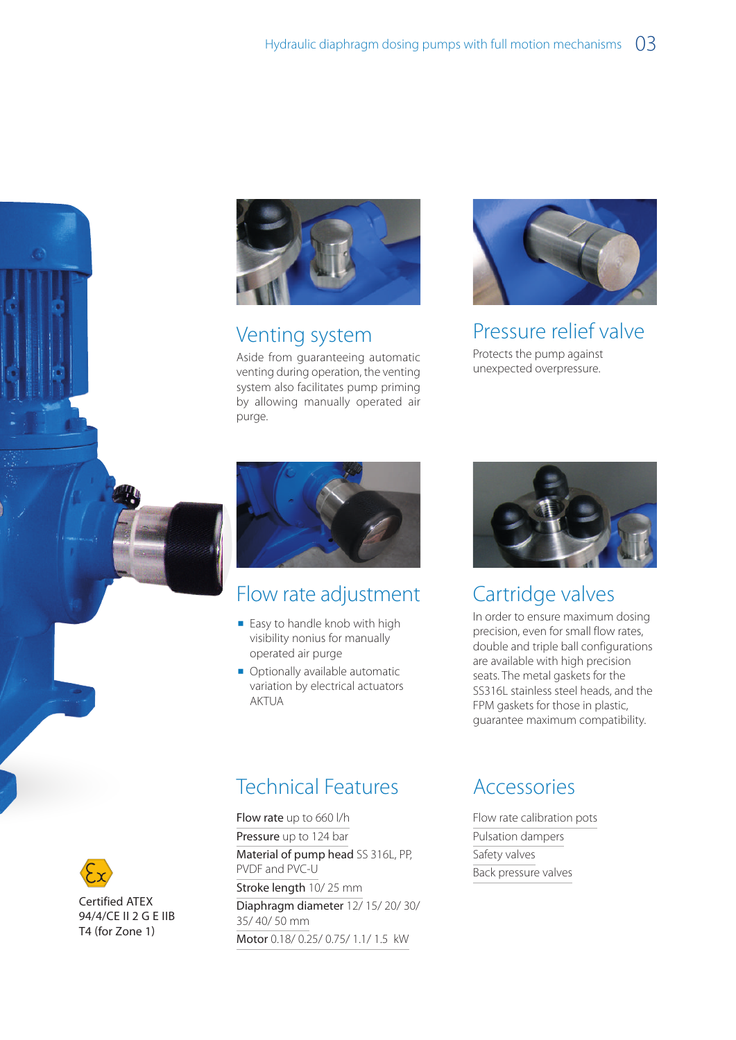## Venting system

Aside from guaranteeing automatic venting during operation, the venting system also facilitates pump priming by allowing manually operated air purge.

## Pressure relief valve

Protects the pump against unexpected overpressure.

## Flow rate adjustment

- Easy to handle knob with high visibility nonius for manually operated air purge
- Optionally available automatic variation by electrical actuators AKTUA

## Cartridge valves

In order to ensure maximum dosing precision, even for small flow rates, double and triple ball configurations are available with high precision seats. The metal gaskets for the SS316L stainless steel heads, and the FPM gaskets for those in plastic, guarantee maximum compatibility.

## Technical Features

**Flow rate** up to 660 l/h

**Pressure** up to 124 bar

**Material of pump head** SS 316L, PP, PVDF and PVC-U

**Stroke length** 10/ 25 mm

**Diaphragm diameter** 12/ 15/ 20/ 30/ 35/ 40/ 50 mm

**Motor** 0.18/ 0.25/ 0.75/ 1.1/ 1.5 kW

## Accessories

Flow rate calibration pots

Pulsation dampers

Safety valves

Back pressure valves

Certified ATEX 94/4/CE II 2 G E IIB T4 (for Zone 1)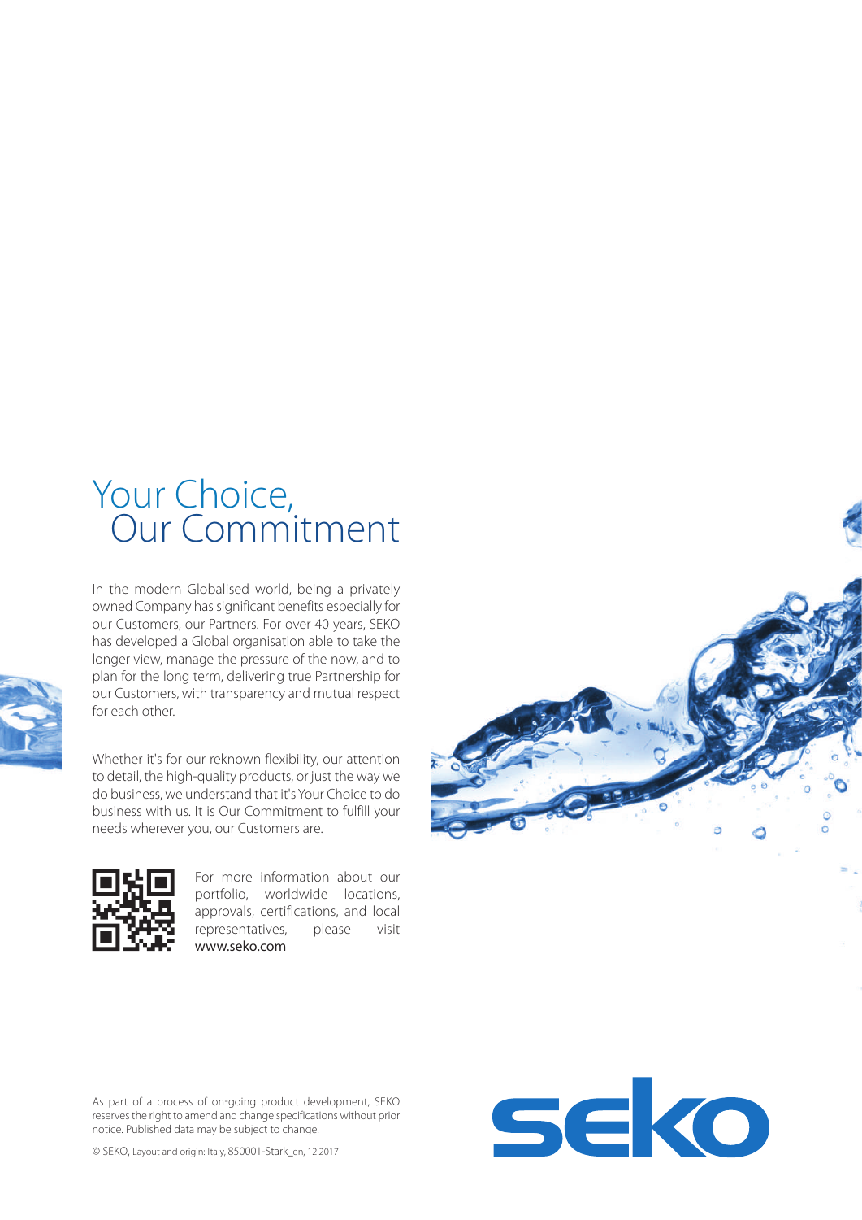# Your Choice, Our Commitment

In the modern Globalised world, being a privately owned Company has significant benefits especially for our Customers, our Partners. For over 40 years, SEKO has developed a Global organisation able to take the longer view, manage the pressure of the now, and to plan for the long term, delivering true Partnership for our Customers, with transparency and mutual respect for each other.

Whether it's for our reknown flexibility, our attention to detail, the high-quality products, or just the way we do business, we understand that it's Your Choice to do business with us. It is Our Commitment to fulfill your needs wherever you, our Customers are.

For more information about our portfolio, worldwide locations, approvals, certifications, and local representatives, please visit www.seko.com

As part of a process of on-going product development, SEKO reserves the right to amend and change specifications without prior notice. Published data may be subject to change.

© SEKO, Layout and origin: Italy, 850001-Stark_en, 12.2017

seko